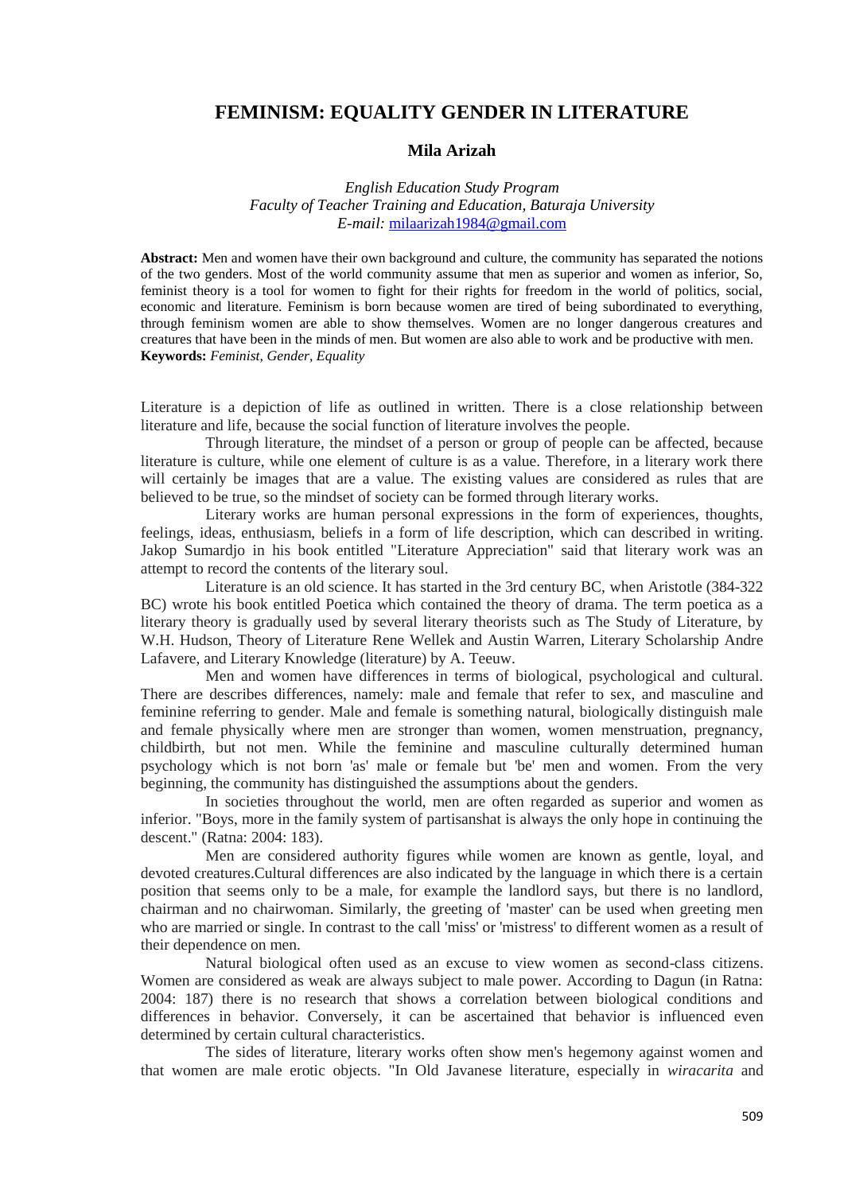# FEMINISM: EQUALITY GENDER IN LITERATURE

**Mila Arizah**

*English Education Study Program*
*Faculty of Teacher Training and Education, Baturaja University*
*E-mail:* milaarizah1984@gmail.com

**Abstract:** Men and women have their own background and culture, the community has separated the notions of the two genders. Most of the world community assume that men as superior and women as inferior, So, feminist theory is a tool for women to fight for their rights for freedom in the world of politics, social, economic and literature. Feminism is born because women are tired of being subordinated to everything, through feminism women are able to show themselves. Women are no longer dangerous creatures and creatures that have been in the minds of men. But women are also able to work and be productive with men.
**Keywords:** *Feminist, Gender, Equality*

Literature is a depiction of life as outlined in written. There is a close relationship between literature and life, because the social function of literature involves the people.

Through literature, the mindset of a person or group of people can be affected, because literature is culture, while one element of culture is as a value. Therefore, in a literary work there will certainly be images that are a value. The existing values are considered as rules that are believed to be true, so the mindset of society can be formed through literary works.

Literary works are human personal expressions in the form of experiences, thoughts, feelings, ideas, enthusiasm, beliefs in a form of life description, which can described in writing. Jakop Sumardjo in his book entitled "Literature Appreciation" said that literary work was an attempt to record the contents of the literary soul.

Literature is an old science. It has started in the 3rd century BC, when Aristotle (384-322 BC) wrote his book entitled Poetica which contained the theory of drama. The term poetica as a literary theory is gradually used by several literary theorists such as The Study of Literature, by W.H. Hudson, Theory of Literature Rene Wellek and Austin Warren, Literary Scholarship Andre Lafavere, and Literary Knowledge (literature) by A. Teeuw.

Men and women have differences in terms of biological, psychological and cultural. There are describes differences, namely: male and female that refer to sex, and masculine and feminine referring to gender. Male and female is something natural, biologically distinguish male and female physically where men are stronger than women, women menstruation, pregnancy, childbirth, but not men. While the feminine and masculine culturally determined human psychology which is not born 'as' male or female but 'be' men and women. From the very beginning, the community has distinguished the assumptions about the genders.

In societies throughout the world, men are often regarded as superior and women as inferior. "Boys, more in the family system of partisanshat is always the only hope in continuing the descent." (Ratna: 2004: 183).

Men are considered authority figures while women are known as gentle, loyal, and devoted creatures.Cultural differences are also indicated by the language in which there is a certain position that seems only to be a male, for example the landlord says, but there is no landlord, chairman and no chairwoman. Similarly, the greeting of 'master' can be used when greeting men who are married or single. In contrast to the call 'miss' or 'mistress' to different women as a result of their dependence on men.

Natural biological often used as an excuse to view women as second-class citizens. Women are considered as weak are always subject to male power. According to Dagun (in Ratna: 2004: 187) there is no research that shows a correlation between biological conditions and differences in behavior. Conversely, it can be ascertained that behavior is influenced even determined by certain cultural characteristics.

The sides of literature, literary works often show men's hegemony against women and that women are male erotic objects. "In Old Javanese literature, especially in *wiracarita* and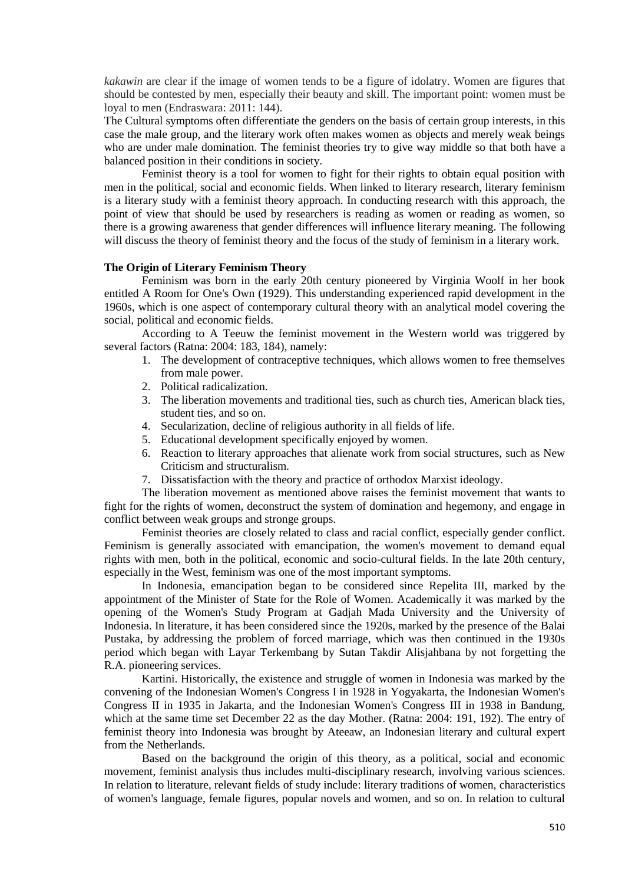*kakawin* are clear if the image of women tends to be a figure of idolatry. Women are figures that should be contested by men, especially their beauty and skill. The important point: women must be loyal to men (Endraswara: 2011: 144).

The Cultural symptoms often differentiate the genders on the basis of certain group interests, in this case the male group, and the literary work often makes women as objects and merely weak beings who are under male domination. The feminist theories try to give way middle so that both have a balanced position in their conditions in society.

Feminist theory is a tool for women to fight for their rights to obtain equal position with men in the political, social and economic fields. When linked to literary research, literary feminism is a literary study with a feminist theory approach. In conducting research with this approach, the point of view that should be used by researchers is reading as women or reading as women, so there is a growing awareness that gender differences will influence literary meaning. The following will discuss the theory of feminist theory and the focus of the study of feminism in a literary work.

**The Origin of Literary Feminism Theory**

Feminism was born in the early 20th century pioneered by Virginia Woolf in her book entitled A Room for One's Own (1929). This understanding experienced rapid development in the 1960s, which is one aspect of contemporary cultural theory with an analytical model covering the social, political and economic fields.

According to A Teeuw the feminist movement in the Western world was triggered by several factors (Ratna: 2004: 183, 184), namely:

1. The development of contraceptive techniques, which allows women to free themselves from male power.
2. Political radicalization.
3. The liberation movements and traditional ties, such as church ties, American black ties, student ties, and so on.
4. Secularization, decline of religious authority in all fields of life.
5. Educational development specifically enjoyed by women.
6. Reaction to literary approaches that alienate work from social structures, such as New Criticism and structuralism.
7. Dissatisfaction with the theory and practice of orthodox Marxist ideology.

The liberation movement as mentioned above raises the feminist movement that wants to fight for the rights of women, deconstruct the system of domination and hegemony, and engage in conflict between weak groups and stronge groups.

Feminist theories are closely related to class and racial conflict, especially gender conflict. Feminism is generally associated with emancipation, the women's movement to demand equal rights with men, both in the political, economic and socio-cultural fields. In the late 20th century, especially in the West, feminism was one of the most important symptoms.

In Indonesia, emancipation began to be considered since Repelita III, marked by the appointment of the Minister of State for the Role of Women. Academically it was marked by the opening of the Women's Study Program at Gadjah Mada University and the University of Indonesia. In literature, it has been considered since the 1920s, marked by the presence of the Balai Pustaka, by addressing the problem of forced marriage, which was then continued in the 1930s period which began with Layar Terkembang by Sutan Takdir Alisjahbana by not forgetting the R.A. pioneering services.

Kartini. Historically, the existence and struggle of women in Indonesia was marked by the convening of the Indonesian Women's Congress I in 1928 in Yogyakarta, the Indonesian Women's Congress II in 1935 in Jakarta, and the Indonesian Women's Congress III in 1938 in Bandung, which at the same time set December 22 as the day Mother. (Ratna: 2004: 191, 192). The entry of feminist theory into Indonesia was brought by Ateeaw, an Indonesian literary and cultural expert from the Netherlands.

Based on the background the origin of this theory, as a political, social and economic movement, feminist analysis thus includes multi-disciplinary research, involving various sciences. In relation to literature, relevant fields of study include: literary traditions of women, characteristics of women's language, female figures, popular novels and women, and so on. In relation to cultural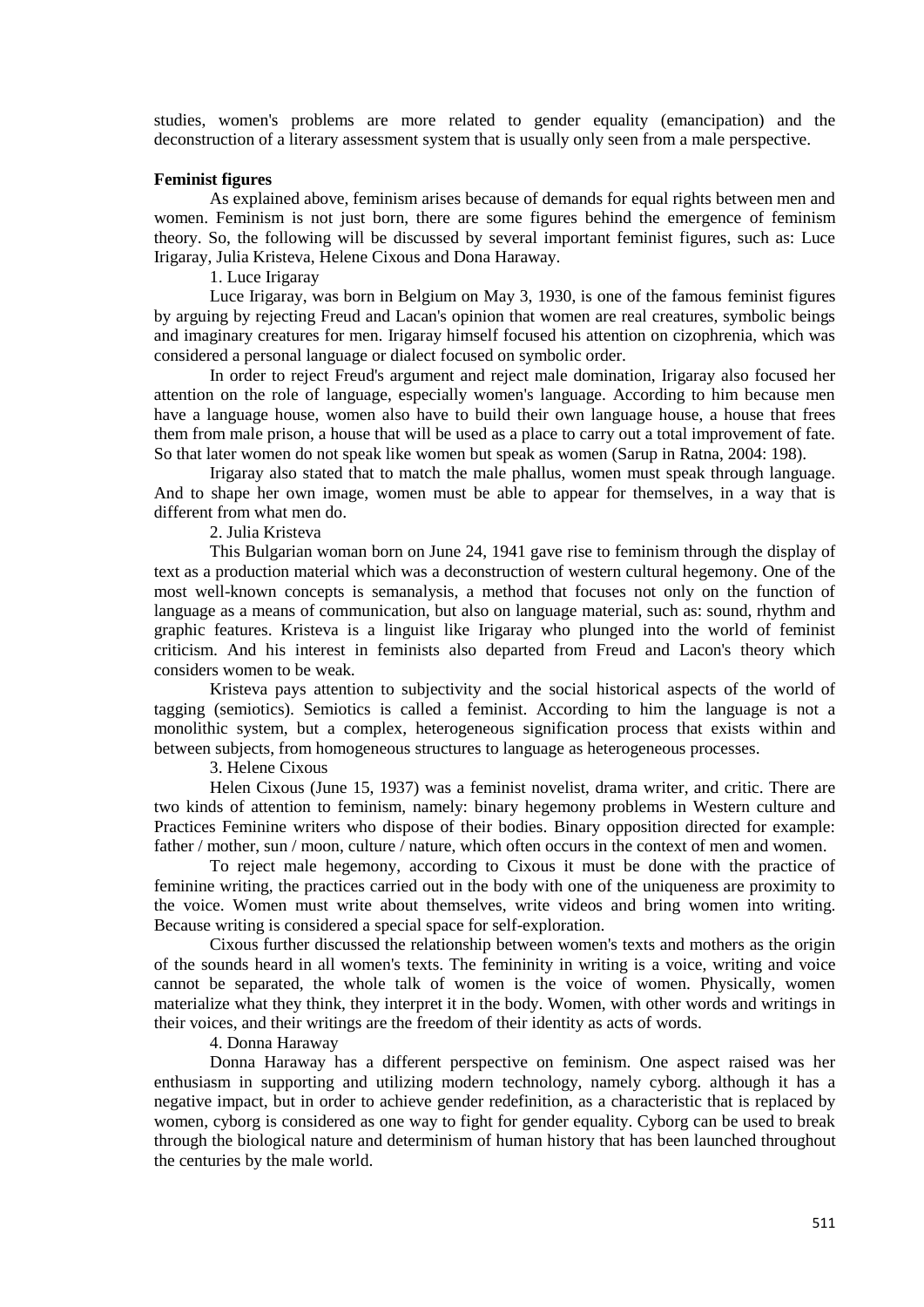studies, women's problems are more related to gender equality (emancipation) and the deconstruction of a literary assessment system that is usually only seen from a male perspective.

**Feminist figures**

As explained above, feminism arises because of demands for equal rights between men and women. Feminism is not just born, there are some figures behind the emergence of feminism theory. So, the following will be discussed by several important feminist figures, such as: Luce Irigaray, Julia Kristeva, Helene Cixous and Dona Haraway.

1. Luce Irigaray

Luce Irigaray, was born in Belgium on May 3, 1930, is one of the famous feminist figures by arguing by rejecting Freud and Lacan's opinion that women are real creatures, symbolic beings and imaginary creatures for men. Irigaray himself focused his attention on cizophrenia, which was considered a personal language or dialect focused on symbolic order.

In order to reject Freud's argument and reject male domination, Irigaray also focused her attention on the role of language, especially women's language. According to him because men have a language house, women also have to build their own language house, a house that frees them from male prison, a house that will be used as a place to carry out a total improvement of fate. So that later women do not speak like women but speak as women (Sarup in Ratna, 2004: 198).

Irigaray also stated that to match the male phallus, women must speak through language. And to shape her own image, women must be able to appear for themselves, in a way that is different from what men do.

2. Julia Kristeva

This Bulgarian woman born on June 24, 1941 gave rise to feminism through the display of text as a production material which was a deconstruction of western cultural hegemony. One of the most well-known concepts is semanalysis, a method that focuses not only on the function of language as a means of communication, but also on language material, such as: sound, rhythm and graphic features. Kristeva is a linguist like Irigaray who plunged into the world of feminist criticism. And his interest in feminists also departed from Freud and Lacon's theory which considers women to be weak.

Kristeva pays attention to subjectivity and the social historical aspects of the world of tagging (semiotics). Semiotics is called a feminist. According to him the language is not a monolithic system, but a complex, heterogeneous signification process that exists within and between subjects, from homogeneous structures to language as heterogeneous processes.

3. Helene Cixous

Helen Cixous (June 15, 1937) was a feminist novelist, drama writer, and critic. There are two kinds of attention to feminism, namely: binary hegemony problems in Western culture and Practices Feminine writers who dispose of their bodies. Binary opposition directed for example: father / mother, sun / moon, culture / nature, which often occurs in the context of men and women.

To reject male hegemony, according to Cixous it must be done with the practice of feminine writing, the practices carried out in the body with one of the uniqueness are proximity to the voice. Women must write about themselves, write videos and bring women into writing. Because writing is considered a special space for self-exploration.

Cixous further discussed the relationship between women's texts and mothers as the origin of the sounds heard in all women's texts. The femininity in writing is a voice, writing and voice cannot be separated, the whole talk of women is the voice of women. Physically, women materialize what they think, they interpret it in the body. Women, with other words and writings in their voices, and their writings are the freedom of their identity as acts of words.

4. Donna Haraway

Donna Haraway has a different perspective on feminism. One aspect raised was her enthusiasm in supporting and utilizing modern technology, namely cyborg. although it has a negative impact, but in order to achieve gender redefinition, as a characteristic that is replaced by women, cyborg is considered as one way to fight for gender equality. Cyborg can be used to break through the biological nature and determinism of human history that has been launched throughout the centuries by the male world.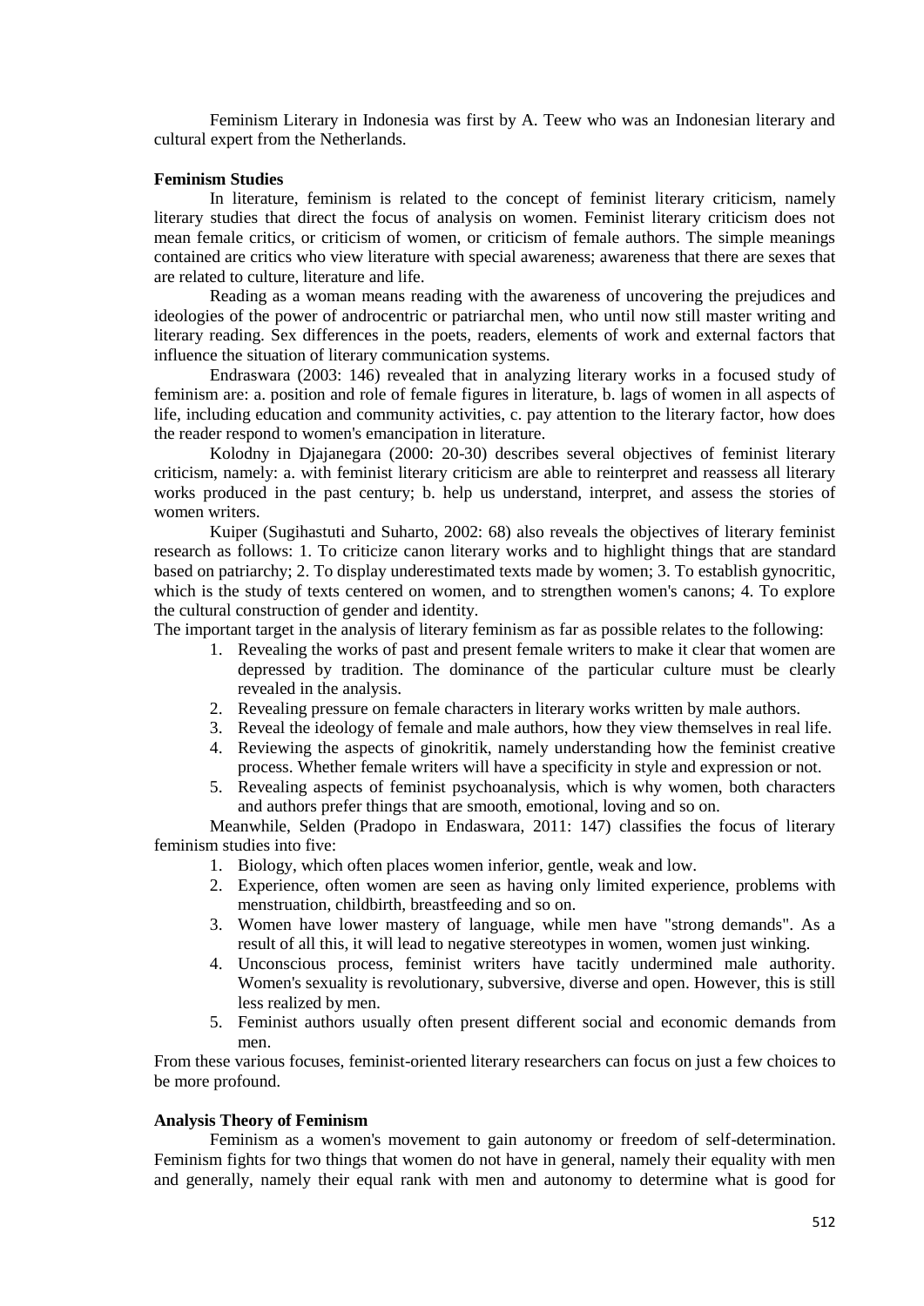Feminism Literary in Indonesia was first by A. Teew who was an Indonesian literary and cultural expert from the Netherlands.

### Feminism Studies

In literature, feminism is related to the concept of feminist literary criticism, namely literary studies that direct the focus of analysis on women. Feminist literary criticism does not mean female critics, or criticism of women, or criticism of female authors. The simple meanings contained are critics who view literature with special awareness; awareness that there are sexes that are related to culture, literature and life.

Reading as a woman means reading with the awareness of uncovering the prejudices and ideologies of the power of androcentric or patriarchal men, who until now still master writing and literary reading. Sex differences in the poets, readers, elements of work and external factors that influence the situation of literary communication systems.

Endraswara (2003: 146) revealed that in analyzing literary works in a focused study of feminism are: a. position and role of female figures in literature, b. lags of women in all aspects of life, including education and community activities, c. pay attention to the literary factor, how does the reader respond to women's emancipation in literature.

Kolodny in Djajanegara (2000: 20-30) describes several objectives of feminist literary criticism, namely: a. with feminist literary criticism are able to reinterpret and reassess all literary works produced in the past century; b. help us understand, interpret, and assess the stories of women writers.

Kuiper (Sugihastuti and Suharto, 2002: 68) also reveals the objectives of literary feminist research as follows: 1. To criticize canon literary works and to highlight things that are standard based on patriarchy; 2. To display underestimated texts made by women; 3. To establish gynocritic, which is the study of texts centered on women, and to strengthen women's canons; 4. To explore the cultural construction of gender and identity.

The important target in the analysis of literary feminism as far as possible relates to the following:

1. Revealing the works of past and present female writers to make it clear that women are depressed by tradition. The dominance of the particular culture must be clearly revealed in the analysis.
2. Revealing pressure on female characters in literary works written by male authors.
3. Reveal the ideology of female and male authors, how they view themselves in real life.
4. Reviewing the aspects of ginokritik, namely understanding how the feminist creative process. Whether female writers will have a specificity in style and expression or not.
5. Revealing aspects of feminist psychoanalysis, which is why women, both characters and authors prefer things that are smooth, emotional, loving and so on.

Meanwhile, Selden (Pradopo in Endaswara, 2011: 147) classifies the focus of literary feminism studies into five:

1. Biology, which often places women inferior, gentle, weak and low.
2. Experience, often women are seen as having only limited experience, problems with menstruation, childbirth, breastfeeding and so on.
3. Women have lower mastery of language, while men have "strong demands". As a result of all this, it will lead to negative stereotypes in women, women just winking.
4. Unconscious process, feminist writers have tacitly undermined male authority. Women's sexuality is revolutionary, subversive, diverse and open. However, this is still less realized by men.
5. Feminist authors usually often present different social and economic demands from men.

From these various focuses, feminist-oriented literary researchers can focus on just a few choices to be more profound.

### Analysis Theory of Feminism

Feminism as a women's movement to gain autonomy or freedom of self-determination. Feminism fights for two things that women do not have in general, namely their equality with men and generally, namely their equal rank with men and autonomy to determine what is good for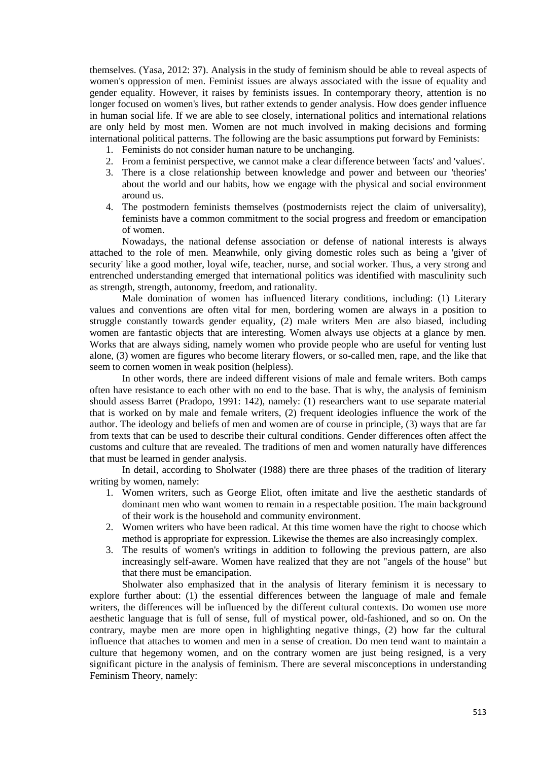themselves. (Yasa, 2012: 37). Analysis in the study of feminism should be able to reveal aspects of women's oppression of men. Feminist issues are always associated with the issue of equality and gender equality. However, it raises by feminists issues. In contemporary theory, attention is no longer focused on women's lives, but rather extends to gender analysis. How does gender influence in human social life. If we are able to see closely, international politics and international relations are only held by most men. Women are not much involved in making decisions and forming international political patterns. The following are the basic assumptions put forward by Feminists:

1. Feminists do not consider human nature to be unchanging.
2. From a feminist perspective, we cannot make a clear difference between 'facts' and 'values'.
3. There is a close relationship between knowledge and power and between our 'theories' about the world and our habits, how we engage with the physical and social environment around us.
4. The postmodern feminists themselves (postmodernists reject the claim of universality), feminists have a common commitment to the social progress and freedom or emancipation of women.

Nowadays, the national defense association or defense of national interests is always attached to the role of men. Meanwhile, only giving domestic roles such as being a 'giver of security' like a good mother, loyal wife, teacher, nurse, and social worker. Thus, a very strong and entrenched understanding emerged that international politics was identified with masculinity such as strength, strength, autonomy, freedom, and rationality.

Male domination of women has influenced literary conditions, including: (1) Literary values and conventions are often vital for men, bordering women are always in a position to struggle constantly towards gender equality, (2) male writers Men are also biased, including women are fantastic objects that are interesting. Women always use objects at a glance by men. Works that are always siding, namely women who provide people who are useful for venting lust alone, (3) women are figures who become literary flowers, or so-called men, rape, and the like that seem to cornen women in weak position (helpless).

In other words, there are indeed different visions of male and female writers. Both camps often have resistance to each other with no end to the base. That is why, the analysis of feminism should assess Barret (Pradopo, 1991: 142), namely: (1) researchers want to use separate material that is worked on by male and female writers, (2) frequent ideologies influence the work of the author. The ideology and beliefs of men and women are of course in principle, (3) ways that are far from texts that can be used to describe their cultural conditions. Gender differences often affect the customs and culture that are revealed. The traditions of men and women naturally have differences that must be learned in gender analysis.

In detail, according to Sholwater (1988) there are three phases of the tradition of literary writing by women, namely:

1. Women writers, such as George Eliot, often imitate and live the aesthetic standards of dominant men who want women to remain in a respectable position. The main background of their work is the household and community environment.
2. Women writers who have been radical. At this time women have the right to choose which method is appropriate for expression. Likewise the themes are also increasingly complex.
3. The results of women's writings in addition to following the previous pattern, are also increasingly self-aware. Women have realized that they are not "angels of the house" but that there must be emancipation.

Sholwater also emphasized that in the analysis of literary feminism it is necessary to explore further about: (1) the essential differences between the language of male and female writers, the differences will be influenced by the different cultural contexts. Do women use more aesthetic language that is full of sense, full of mystical power, old-fashioned, and so on. On the contrary, maybe men are more open in highlighting negative things, (2) how far the cultural influence that attaches to women and men in a sense of creation. Do men tend want to maintain a culture that hegemony women, and on the contrary women are just being resigned, is a very significant picture in the analysis of feminism. There are several misconceptions in understanding Feminism Theory, namely: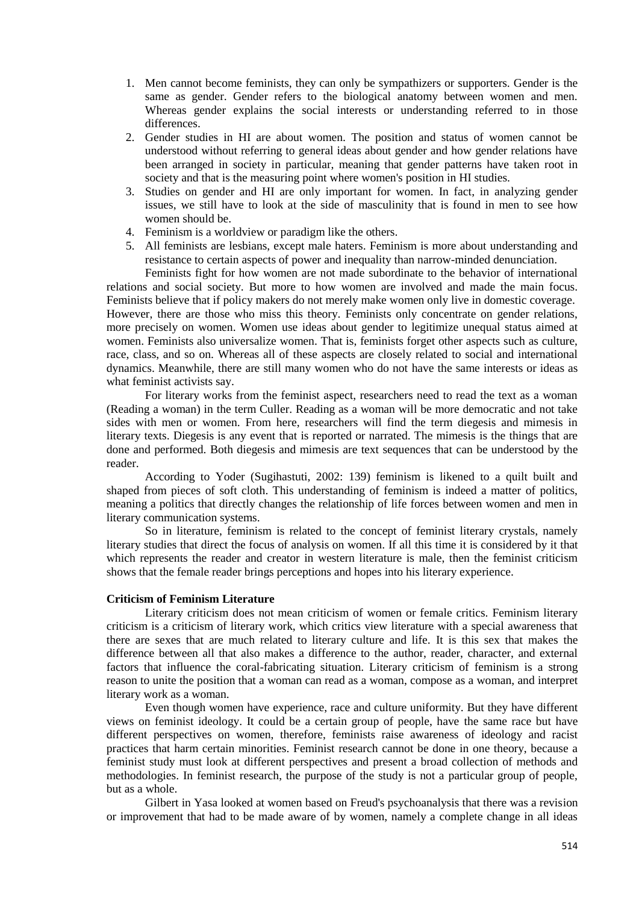1. Men cannot become feminists, they can only be sympathizers or supporters. Gender is the same as gender. Gender refers to the biological anatomy between women and men. Whereas gender explains the social interests or understanding referred to in those differences.
2. Gender studies in HI are about women. The position and status of women cannot be understood without referring to general ideas about gender and how gender relations have been arranged in society in particular, meaning that gender patterns have taken root in society and that is the measuring point where women's position in HI studies.
3. Studies on gender and HI are only important for women. In fact, in analyzing gender issues, we still have to look at the side of masculinity that is found in men to see how women should be.
4. Feminism is a worldview or paradigm like the others.
5. All feminists are lesbians, except male haters. Feminism is more about understanding and resistance to certain aspects of power and inequality than narrow-minded denunciation.

Feminists fight for how women are not made subordinate to the behavior of international relations and social society. But more to how women are involved and made the main focus. Feminists believe that if policy makers do not merely make women only live in domestic coverage. However, there are those who miss this theory. Feminists only concentrate on gender relations, more precisely on women. Women use ideas about gender to legitimize unequal status aimed at women. Feminists also universalize women. That is, feminists forget other aspects such as culture, race, class, and so on. Whereas all of these aspects are closely related to social and international dynamics. Meanwhile, there are still many women who do not have the same interests or ideas as what feminist activists say.

For literary works from the feminist aspect, researchers need to read the text as a woman (Reading a woman) in the term Culler. Reading as a woman will be more democratic and not take sides with men or women. From here, researchers will find the term diegesis and mimesis in literary texts. Diegesis is any event that is reported or narrated. The mimesis is the things that are done and performed. Both diegesis and mimesis are text sequences that can be understood by the reader.

According to Yoder (Sugihastuti, 2002: 139) feminism is likened to a quilt built and shaped from pieces of soft cloth. This understanding of feminism is indeed a matter of politics, meaning a politics that directly changes the relationship of life forces between women and men in literary communication systems.

So in literature, feminism is related to the concept of feminist literary crystals, namely literary studies that direct the focus of analysis on women. If all this time it is considered by it that which represents the reader and creator in western literature is male, then the feminist criticism shows that the female reader brings perceptions and hopes into his literary experience.

**Criticism of Feminism Literature**

Literary criticism does not mean criticism of women or female critics. Feminism literary criticism is a criticism of literary work, which critics view literature with a special awareness that there are sexes that are much related to literary culture and life. It is this sex that makes the difference between all that also makes a difference to the author, reader, character, and external factors that influence the coral-fabricating situation. Literary criticism of feminism is a strong reason to unite the position that a woman can read as a woman, compose as a woman, and interpret literary work as a woman.

Even though women have experience, race and culture uniformity. But they have different views on feminist ideology. It could be a certain group of people, have the same race but have different perspectives on women, therefore, feminists raise awareness of ideology and racist practices that harm certain minorities. Feminist research cannot be done in one theory, because a feminist study must look at different perspectives and present a broad collection of methods and methodologies. In feminist research, the purpose of the study is not a particular group of people, but as a whole.

Gilbert in Yasa looked at women based on Freud's psychoanalysis that there was a revision or improvement that had to be made aware of by women, namely a complete change in all ideas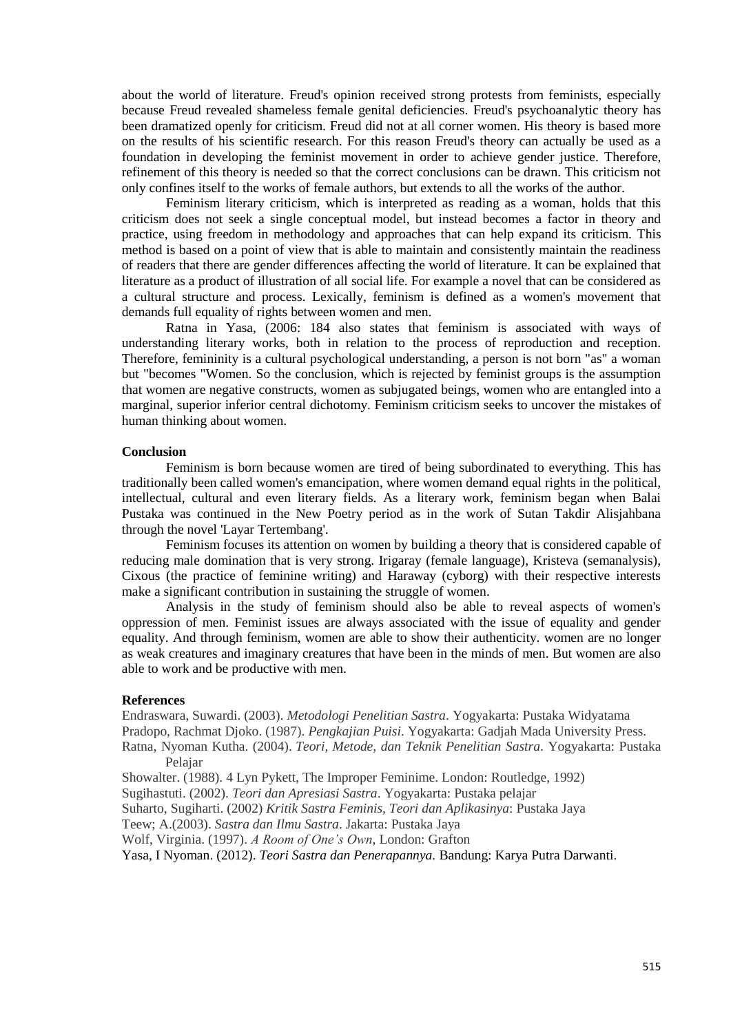about the world of literature. Freud's opinion received strong protests from feminists, especially because Freud revealed shameless female genital deficiencies. Freud's psychoanalytic theory has been dramatized openly for criticism. Freud did not at all corner women. His theory is based more on the results of his scientific research. For this reason Freud's theory can actually be used as a foundation in developing the feminist movement in order to achieve gender justice. Therefore, refinement of this theory is needed so that the correct conclusions can be drawn. This criticism not only confines itself to the works of female authors, but extends to all the works of the author.

Feminism literary criticism, which is interpreted as reading as a woman, holds that this criticism does not seek a single conceptual model, but instead becomes a factor in theory and practice, using freedom in methodology and approaches that can help expand its criticism. This method is based on a point of view that is able to maintain and consistently maintain the readiness of readers that there are gender differences affecting the world of literature. It can be explained that literature as a product of illustration of all social life. For example a novel that can be considered as a cultural structure and process. Lexically, feminism is defined as a women's movement that demands full equality of rights between women and men.

Ratna in Yasa, (2006: 184 also states that feminism is associated with ways of understanding literary works, both in relation to the process of reproduction and reception. Therefore, femininity is a cultural psychological understanding, a person is not born "as" a woman but "becomes "Women. So the conclusion, which is rejected by feminist groups is the assumption that women are negative constructs, women as subjugated beings, women who are entangled into a marginal, superior inferior central dichotomy. Feminism criticism seeks to uncover the mistakes of human thinking about women.

**Conclusion**

Feminism is born because women are tired of being subordinated to everything. This has traditionally been called women's emancipation, where women demand equal rights in the political, intellectual, cultural and even literary fields. As a literary work, feminism began when Balai Pustaka was continued in the New Poetry period as in the work of Sutan Takdir Alisjahbana through the novel 'Layar Tertembang'.

Feminism focuses its attention on women by building a theory that is considered capable of reducing male domination that is very strong. Irigaray (female language), Kristeva (semanalysis), Cixous (the practice of feminine writing) and Haraway (cyborg) with their respective interests make a significant contribution in sustaining the struggle of women.

Analysis in the study of feminism should also be able to reveal aspects of women's oppression of men. Feminist issues are always associated with the issue of equality and gender equality. And through feminism, women are able to show their authenticity. women are no longer as weak creatures and imaginary creatures that have been in the minds of men. But women are also able to work and be productive with men.

**References**

Endraswara, Suwardi. (2003). *Metodologi Penelitian Sastra*. Yogyakarta: Pustaka Widyatama

Pradopo, Rachmat Djoko. (1987). *Pengkajian Puisi*. Yogyakarta: Gadjah Mada University Press.

Ratna, Nyoman Kutha. (2004). *Teori, Metode, dan Teknik Penelitian Sastra*. Yogyakarta: Pustaka Pelajar

Showalter. (1988). 4 Lyn Pykett, The Improper Feminime. London: Routledge, 1992)

Sugihastuti. (2002). *Teori dan Apresiasi Sastra*. Yogyakarta: Pustaka pelajar

Suharto, Sugiharti. (2002) *Kritik Sastra Feminis, Teori dan Aplikasinya*: Pustaka Jaya

Teew; A.(2003). *Sastra dan Ilmu Sastra*. Jakarta: Pustaka Jaya

Wolf, Virginia. (1997). *A Room of One's Own*, London: Grafton

Yasa, I Nyoman. (2012). *Teori Sastra dan Penerapannya.* Bandung: Karya Putra Darwanti.